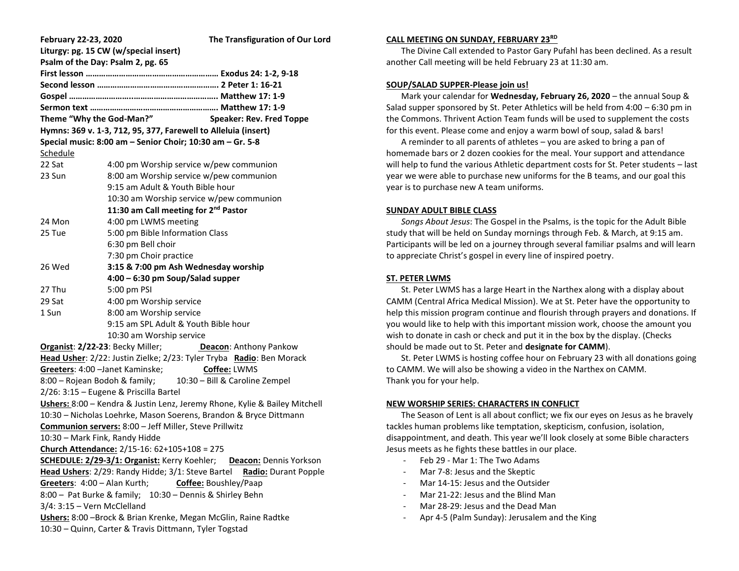**February 22-23, 2020** **The Transfiguration of Our Lord**

**Liturgy: pg. 15 CW (w/special insert)**

**Psalm of the Day: Psalm 2, pg. 65**

**First lesson …………………………………………………. Exodus 24: 1-2, 9-18**

**Second lesson ………………………………………………. 2 Peter 1: 16-21**

**Gospel …………………………………………………………. Matthew 17: 1-9**

**Sermon text ………………………………………………….. Matthew 17: 1-9**

**Theme "Why the God-Man?"** **Speaker: Rev. Fred Toppe**

**Hymns: 369 v. 1-3, 712, 95, 377, Farewell to Alleluia (insert)**

**Special music: 8:00 am – Senior Choir; 10:30 am – Gr. 5-8**

Schedule

| | |
|---|---|
| 22 Sat | 4:00 pm Worship service w/pew communion |
| 23 Sun | 8:00 am Worship service w/pew communion |
| | 9:15 am Adult & Youth Bible hour |
| | 10:30 am Worship service w/pew communion |
| | **11:30 am Call meeting for 2nd Pastor** |
| 24 Mon | 4:00 pm LWMS meeting |
| 25 Tue | 5:00 pm Bible Information Class |
| | 6:30 pm Bell choir |
| | 7:30 pm Choir practice |
| 26 Wed | **3:15 & 7:00 pm Ash Wednesday worship** |
| | **4:00 – 6:30 pm Soup/Salad supper** |
| 27 Thu | 5:00 pm PSI |
| 29 Sat | 4:00 pm Worship service |
| 1 Sun | 8:00 am Worship service |
| | 9:15 am SPL Adult & Youth Bible hour |
| | 10:30 am Worship service |

**Organist**: **2/22-23**: Becky Miller; **Deacon**: Anthony Pankow

**Head Usher**: 2/22: Justin Zielke; 2/23: Tyler Tryba **Radio**: Ben Morack

**Greeters**: 4:00 –Janet Kaminske; **Coffee:** LWMS

8:00 – Rojean Bodoh & family; 10:30 – Bill & Caroline Zempel

2/26: 3:15 – Eugene & Priscilla Bartel

**Ushers:** 8:00 – Kendra & Justin Lenz, Jeremy Rhone, Kylie & Bailey Mitchell

10:30 – Nicholas Loehrke, Mason Soerens, Brandon & Bryce Dittmann

**Communion servers:** 8:00 – Jeff Miller, Steve Prillwitz

10:30 – Mark Fink, Randy Hidde

**Church Attendance:** 2/15-16: 62+105+108 = 275

**SCHEDULE: 2/29-3/1: Organist:** Kerry Koehler; **Deacon:** Dennis Yorkson

**Head Ushers**: 2/29: Randy Hidde; 3/1: Steve Bartel **Radio:** Durant Popple

**Greeters**: 4:00 – Alan Kurth; **Coffee:** Boushley/Paap

8:00 – Pat Burke & family; 10:30 – Dennis & Shirley Behn

3/4: 3:15 – Vern McClelland

**Ushers:** 8:00 –Brock & Brian Krenke, Megan McGlin, Raine Radtke

10:30 – Quinn, Carter & Travis Dittmann, Tyler Togstad

## CALL MEETING ON SUNDAY, FEBRUARY 23RD

The Divine Call extended to Pastor Gary Pufahl has been declined. As a result another Call meeting will be held February 23 at 11:30 am.

## SOUP/SALAD SUPPER-Please join us!

Mark your calendar for **Wednesday, February 26, 2020** – the annual Soup & Salad supper sponsored by St. Peter Athletics will be held from 4:00 – 6:30 pm in the Commons. Thrivent Action Team funds will be used to supplement the costs for this event. Please come and enjoy a warm bowl of soup, salad & bars!

A reminder to all parents of athletes – you are asked to bring a pan of homemade bars or 2 dozen cookies for the meal. Your support and attendance will help to fund the various Athletic department costs for St. Peter students – last year we were able to purchase new uniforms for the B teams, and our goal this year is to purchase new A team uniforms.

## SUNDAY ADULT BIBLE CLASS

*Songs About Jesus*: The Gospel in the Psalms, is the topic for the Adult Bible study that will be held on Sunday mornings through Feb. & March, at 9:15 am. Participants will be led on a journey through several familiar psalms and will learn to appreciate Christ's gospel in every line of inspired poetry.

## ST. PETER LWMS

St. Peter LWMS has a large Heart in the Narthex along with a display about CAMM (Central Africa Medical Mission). We at St. Peter have the opportunity to help this mission program continue and flourish through prayers and donations. If you would like to help with this important mission work, choose the amount you wish to donate in cash or check and put it in the box by the display. (Checks should be made out to St. Peter and **designate for CAMM**).

St. Peter LWMS is hosting coffee hour on February 23 with all donations going to CAMM. We will also be showing a video in the Narthex on CAMM.
Thank you for your help.

## NEW WORSHIP SERIES: CHARACTERS IN CONFLICT

The Season of Lent is all about conflict; we fix our eyes on Jesus as he bravely tackles human problems like temptation, skepticism, confusion, isolation, disappointment, and death. This year we'll look closely at some Bible characters Jesus meets as he fights these battles in our place.

- Feb 29 - Mar 1: The Two Adams
- Mar 7-8: Jesus and the Skeptic
- Mar 14-15: Jesus and the Outsider
- Mar 21-22: Jesus and the Blind Man
- Mar 28-29: Jesus and the Dead Man
- Apr 4-5 (Palm Sunday): Jerusalem and the King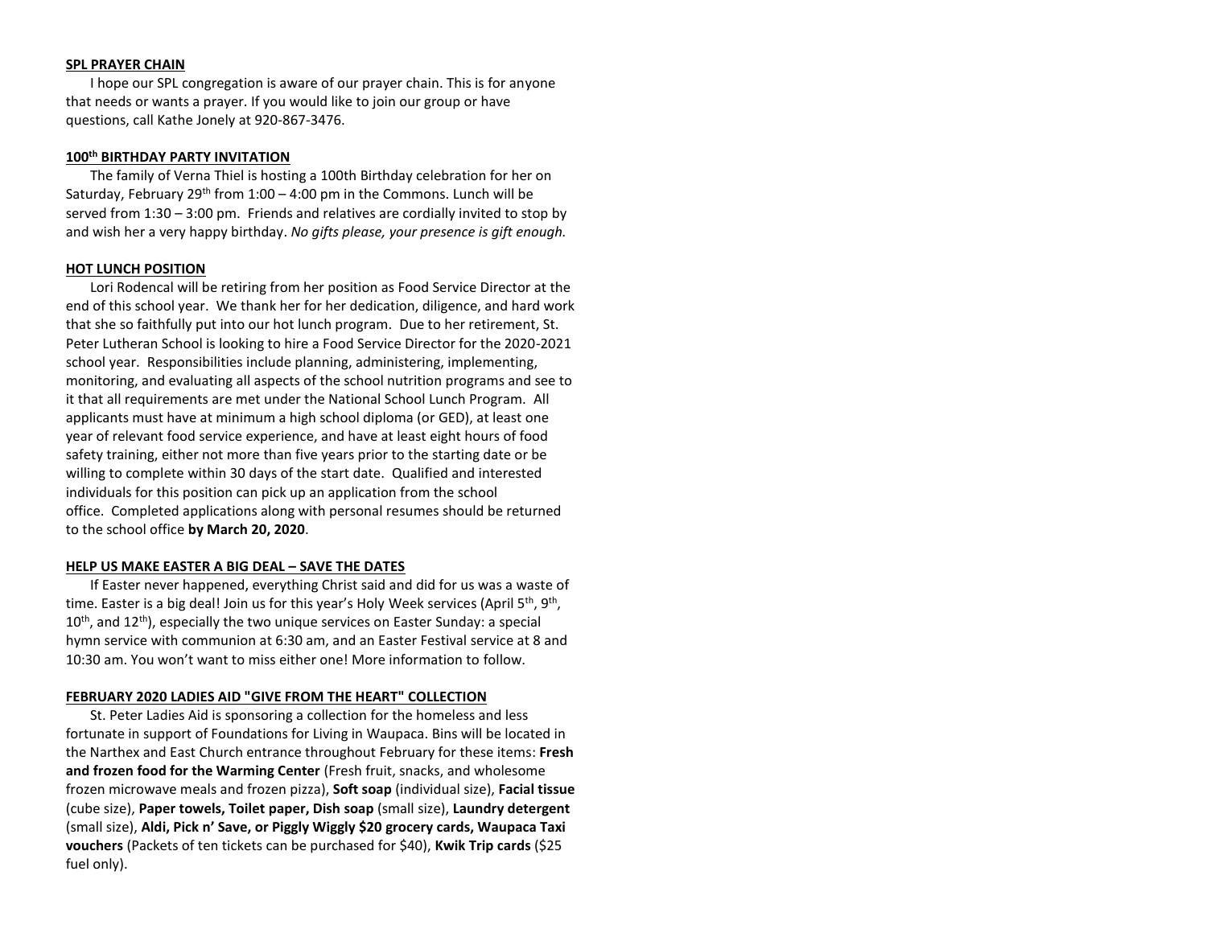**SPL PRAYER CHAIN**

I hope our SPL congregation is aware of our prayer chain. This is for anyone that needs or wants a prayer. If you would like to join our group or have questions, call Kathe Jonely at 920-867-3476.

**100th BIRTHDAY PARTY INVITATION**

The family of Verna Thiel is hosting a 100th Birthday celebration for her on Saturday, February 29th from 1:00 – 4:00 pm in the Commons. Lunch will be served from 1:30 – 3:00 pm. Friends and relatives are cordially invited to stop by and wish her a very happy birthday. *No gifts please, your presence is gift enough.*

**HOT LUNCH POSITION**

Lori Rodencal will be retiring from her position as Food Service Director at the end of this school year. We thank her for her dedication, diligence, and hard work that she so faithfully put into our hot lunch program. Due to her retirement, St. Peter Lutheran School is looking to hire a Food Service Director for the 2020-2021 school year. Responsibilities include planning, administering, implementing, monitoring, and evaluating all aspects of the school nutrition programs and see to it that all requirements are met under the National School Lunch Program. All applicants must have at minimum a high school diploma (or GED), at least one year of relevant food service experience, and have at least eight hours of food safety training, either not more than five years prior to the starting date or be willing to complete within 30 days of the start date. Qualified and interested individuals for this position can pick up an application from the school office. Completed applications along with personal resumes should be returned to the school office **by March 20, 2020**.

**HELP US MAKE EASTER A BIG DEAL – SAVE THE DATES**

If Easter never happened, everything Christ said and did for us was a waste of time. Easter is a big deal! Join us for this year's Holy Week services (April 5th, 9th, 10th, and 12th), especially the two unique services on Easter Sunday: a special hymn service with communion at 6:30 am, and an Easter Festival service at 8 and 10:30 am. You won't want to miss either one! More information to follow.

**FEBRUARY 2020 LADIES AID "GIVE FROM THE HEART" COLLECTION**

St. Peter Ladies Aid is sponsoring a collection for the homeless and less fortunate in support of Foundations for Living in Waupaca. Bins will be located in the Narthex and East Church entrance throughout February for these items: **Fresh and frozen food for the Warming Center** (Fresh fruit, snacks, and wholesome frozen microwave meals and frozen pizza), **Soft soap** (individual size), **Facial tissue** (cube size), **Paper towels, Toilet paper, Dish soap** (small size), **Laundry detergent** (small size), **Aldi, Pick n' Save, or Piggly Wiggly $20 grocery cards, Waupaca Taxi vouchers** (Packets of ten tickets can be purchased for $40), **Kwik Trip cards** ($25 fuel only).